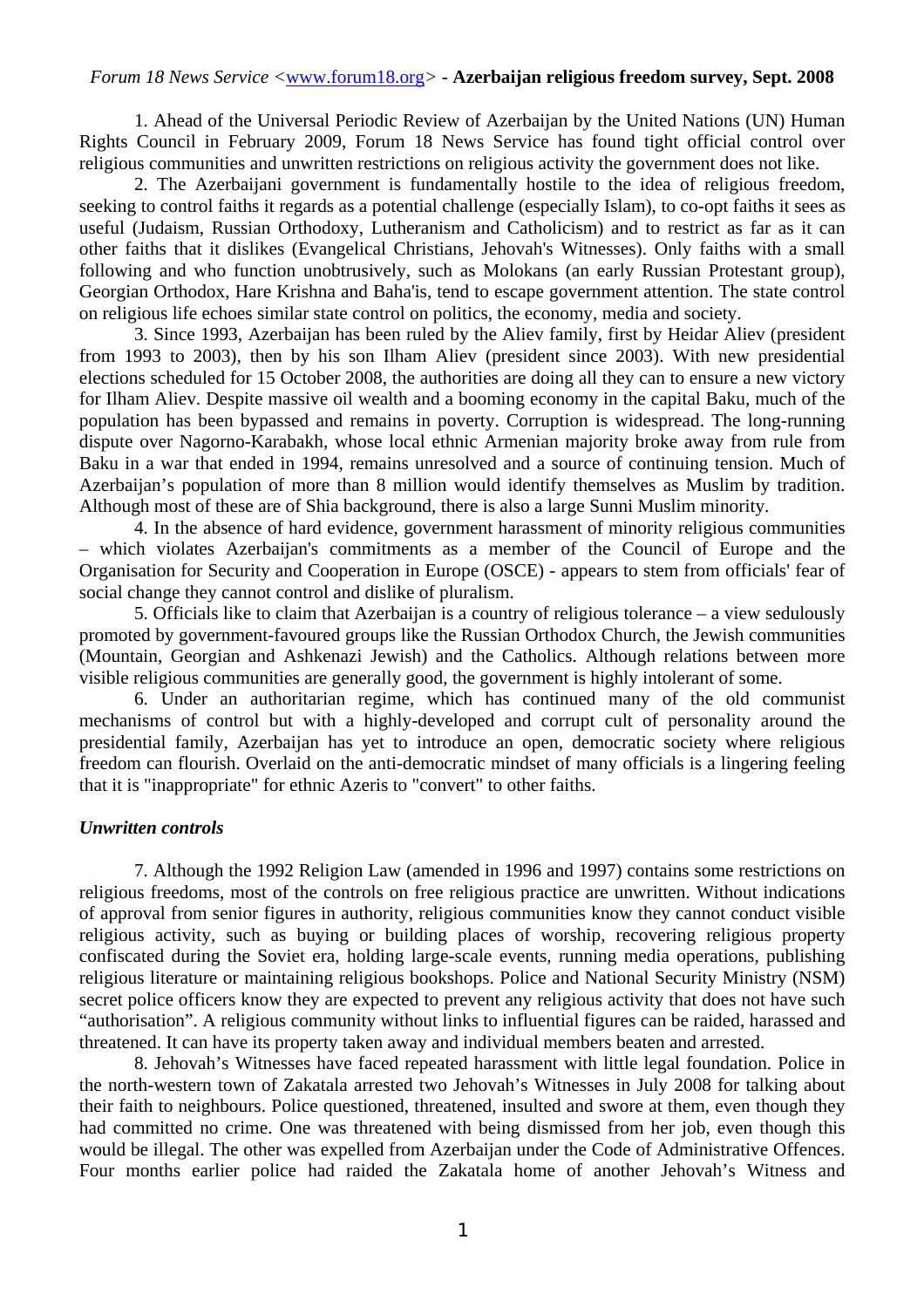*Forum 18 News Service* <[www.forum18.org](http://www.forum18.org)> - **Azerbaijan religious freedom survey, Sept. 2008**

1. Ahead of the Universal Periodic Review of Azerbaijan by the United Nations (UN) Human Rights Council in February 2009, Forum 18 News Service has found tight official control over religious communities and unwritten restrictions on religious activity the government does not like.

2. The Azerbaijani government is fundamentally hostile to the idea of religious freedom, seeking to control faiths it regards as a potential challenge (especially Islam), to co-opt faiths it sees as useful (Judaism, Russian Orthodoxy, Lutheranism and Catholicism) and to restrict as far as it can other faiths that it dislikes (Evangelical Christians, Jehovah's Witnesses). Only faiths with a small following and who function unobtrusively, such as Molokans (an early Russian Protestant group), Georgian Orthodox, Hare Krishna and Baha'is, tend to escape government attention. The state control on religious life echoes similar state control on politics, the economy, media and society.

3. Since 1993, Azerbaijan has been ruled by the Aliev family, first by Heidar Aliev (president from 1993 to 2003), then by his son Ilham Aliev (president since 2003). With new presidential elections scheduled for 15 October 2008, the authorities are doing all they can to ensure a new victory for Ilham Aliev. Despite massive oil wealth and a booming economy in the capital Baku, much of the population has been bypassed and remains in poverty. Corruption is widespread. The long-running dispute over Nagorno-Karabakh, whose local ethnic Armenian majority broke away from rule from Baku in a war that ended in 1994, remains unresolved and a source of continuing tension. Much of Azerbaijan's population of more than 8 million would identify themselves as Muslim by tradition. Although most of these are of Shia background, there is also a large Sunni Muslim minority.

4. In the absence of hard evidence, government harassment of minority religious communities – which violates Azerbaijan's commitments as a member of the Council of Europe and the Organisation for Security and Cooperation in Europe (OSCE) - appears to stem from officials' fear of social change they cannot control and dislike of pluralism.

5. Officials like to claim that Azerbaijan is a country of religious tolerance – a view sedulously promoted by government-favoured groups like the Russian Orthodox Church, the Jewish communities (Mountain, Georgian and Ashkenazi Jewish) and the Catholics. Although relations between more visible religious communities are generally good, the government is highly intolerant of some.

6. Under an authoritarian regime, which has continued many of the old communist mechanisms of control but with a highly-developed and corrupt cult of personality around the presidential family, Azerbaijan has yet to introduce an open, democratic society where religious freedom can flourish. Overlaid on the anti-democratic mindset of many officials is a lingering feeling that it is "inappropriate" for ethnic Azeris to "convert" to other faiths.

### *Unwritten controls*

7. Although the 1992 Religion Law (amended in 1996 and 1997) contains some restrictions on religious freedoms, most of the controls on free religious practice are unwritten. Without indications of approval from senior figures in authority, religious communities know they cannot conduct visible religious activity, such as buying or building places of worship, recovering religious property confiscated during the Soviet era, holding large-scale events, running media operations, publishing religious literature or maintaining religious bookshops. Police and National Security Ministry (NSM) secret police officers know they are expected to prevent any religious activity that does not have such "authorisation". A religious community without links to influential figures can be raided, harassed and threatened. It can have its property taken away and individual members beaten and arrested.

8. Jehovah's Witnesses have faced repeated harassment with little legal foundation. Police in the north-western town of Zakatala arrested two Jehovah's Witnesses in July 2008 for talking about their faith to neighbours. Police questioned, threatened, insulted and swore at them, even though they had committed no crime. One was threatened with being dismissed from her job, even though this would be illegal. The other was expelled from Azerbaijan under the Code of Administrative Offences. Four months earlier police had raided the Zakatala home of another Jehovah's Witness and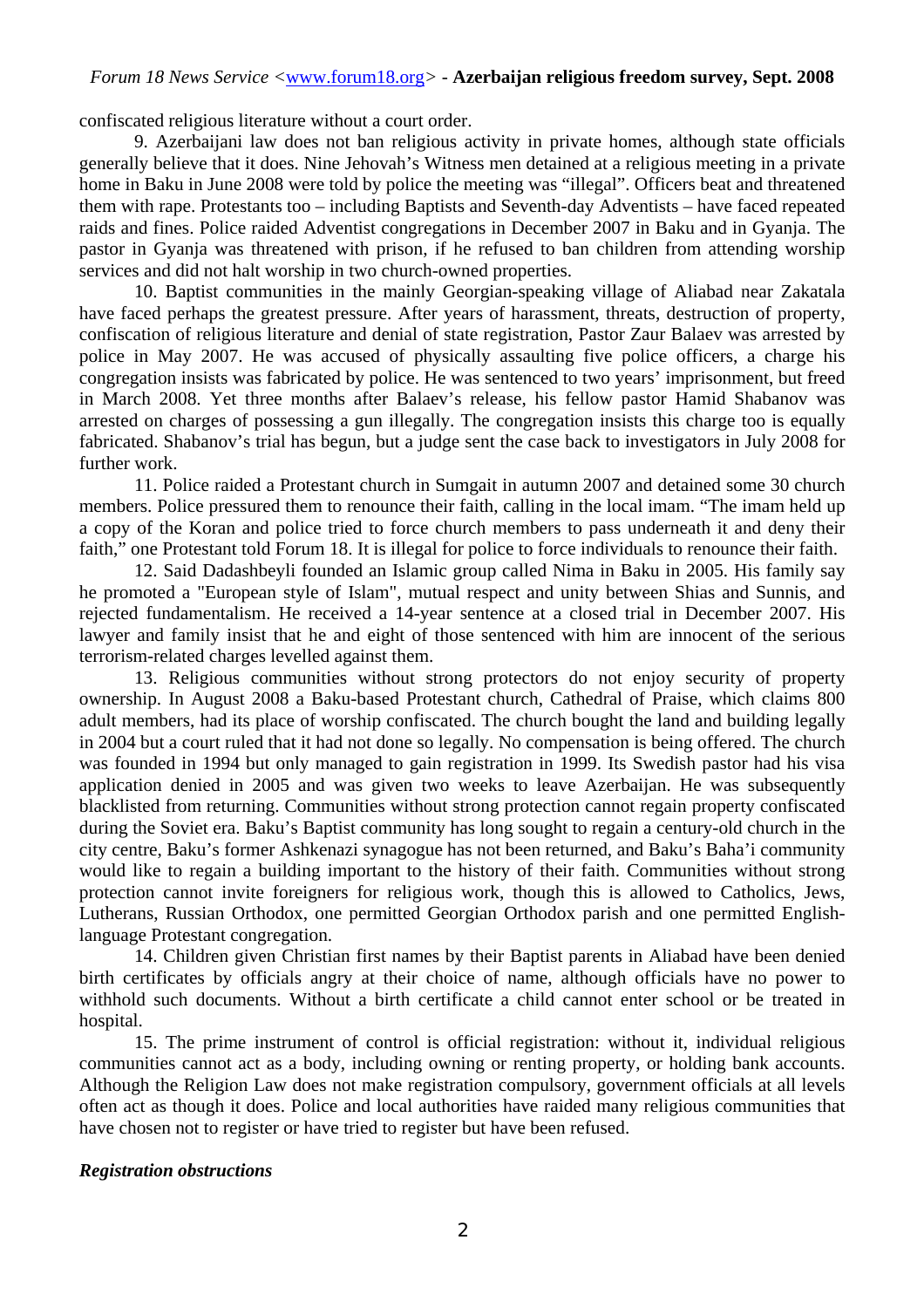confiscated religious literature without a court order.

9. Azerbaijani law does not ban religious activity in private homes, although state officials generally believe that it does. Nine Jehovah's Witness men detained at a religious meeting in a private home in Baku in June 2008 were told by police the meeting was "illegal". Officers beat and threatened them with rape. Protestants too – including Baptists and Seventh-day Adventists – have faced repeated raids and fines. Police raided Adventist congregations in December 2007 in Baku and in Gyanja. The pastor in Gyanja was threatened with prison, if he refused to ban children from attending worship services and did not halt worship in two church-owned properties.

10. Baptist communities in the mainly Georgian-speaking village of Aliabad near Zakatala have faced perhaps the greatest pressure. After years of harassment, threats, destruction of property, confiscation of religious literature and denial of state registration, Pastor Zaur Balaev was arrested by police in May 2007. He was accused of physically assaulting five police officers, a charge his congregation insists was fabricated by police. He was sentenced to two years' imprisonment, but freed in March 2008. Yet three months after Balaev's release, his fellow pastor Hamid Shabanov was arrested on charges of possessing a gun illegally. The congregation insists this charge too is equally fabricated. Shabanov's trial has begun, but a judge sent the case back to investigators in July 2008 for further work.

11. Police raided a Protestant church in Sumgait in autumn 2007 and detained some 30 church members. Police pressured them to renounce their faith, calling in the local imam. "The imam held up a copy of the Koran and police tried to force church members to pass underneath it and deny their faith," one Protestant told Forum 18. It is illegal for police to force individuals to renounce their faith.

12. Said Dadashbeyli founded an Islamic group called Nima in Baku in 2005. His family say he promoted a "European style of Islam", mutual respect and unity between Shias and Sunnis, and rejected fundamentalism. He received a 14-year sentence at a closed trial in December 2007. His lawyer and family insist that he and eight of those sentenced with him are innocent of the serious terrorism-related charges levelled against them.

13. Religious communities without strong protectors do not enjoy security of property ownership. In August 2008 a Baku-based Protestant church, Cathedral of Praise, which claims 800 adult members, had its place of worship confiscated. The church bought the land and building legally in 2004 but a court ruled that it had not done so legally. No compensation is being offered. The church was founded in 1994 but only managed to gain registration in 1999. Its Swedish pastor had his visa application denied in 2005 and was given two weeks to leave Azerbaijan. He was subsequently blacklisted from returning. Communities without strong protection cannot regain property confiscated during the Soviet era. Baku's Baptist community has long sought to regain a century-old church in the city centre, Baku's former Ashkenazi synagogue has not been returned, and Baku's Baha'i community would like to regain a building important to the history of their faith. Communities without strong protection cannot invite foreigners for religious work, though this is allowed to Catholics, Jews, Lutherans, Russian Orthodox, one permitted Georgian Orthodox parish and one permitted English-language Protestant congregation.

14. Children given Christian first names by their Baptist parents in Aliabad have been denied birth certificates by officials angry at their choice of name, although officials have no power to withhold such documents. Without a birth certificate a child cannot enter school or be treated in hospital.

15. The prime instrument of control is official registration: without it, individual religious communities cannot act as a body, including owning or renting property, or holding bank accounts. Although the Religion Law does not make registration compulsory, government officials at all levels often act as though it does. Police and local authorities have raided many religious communities that have chosen not to register or have tried to register but have been refused.

***Registration obstructions***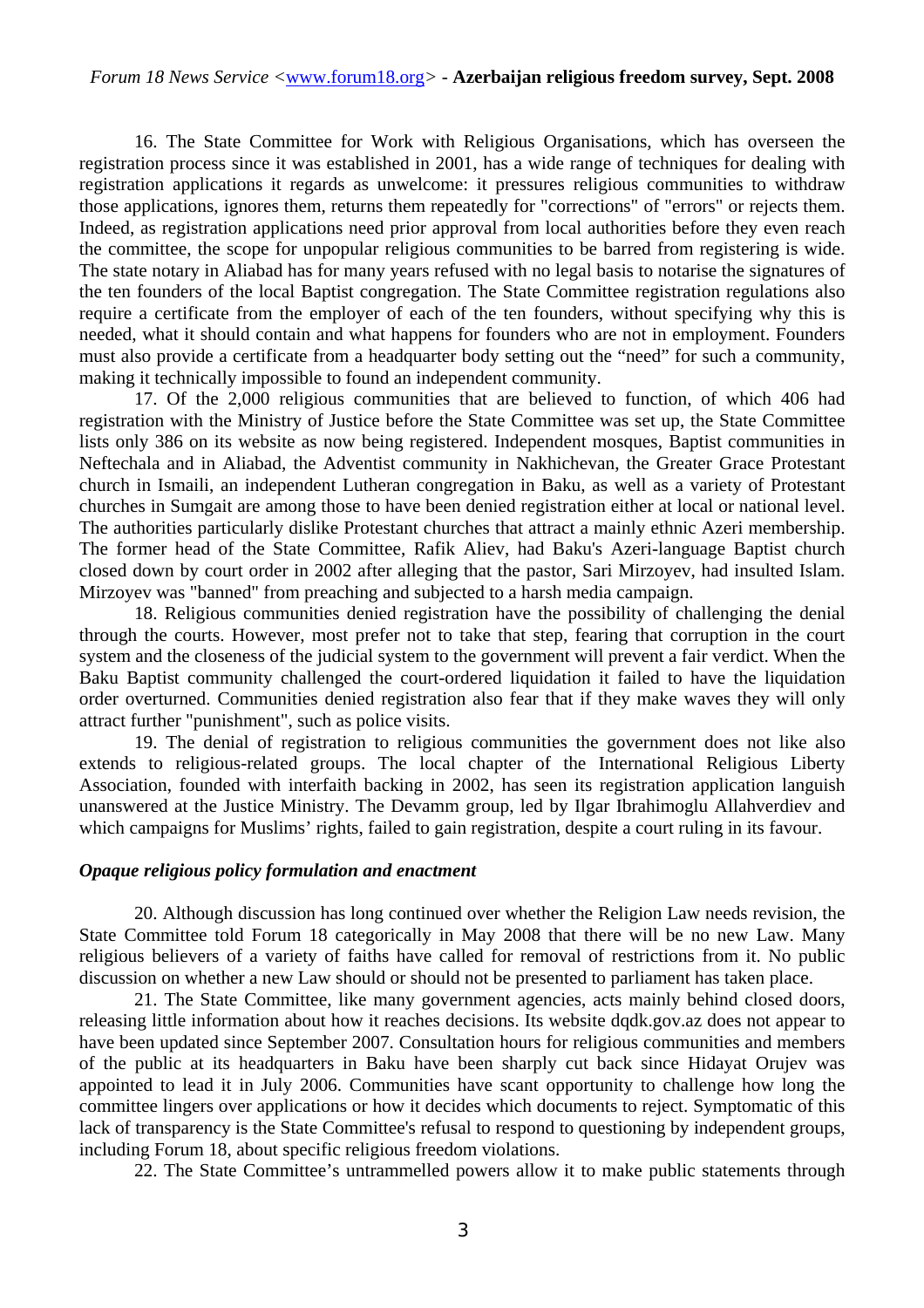16. The State Committee for Work with Religious Organisations, which has overseen the registration process since it was established in 2001, has a wide range of techniques for dealing with registration applications it regards as unwelcome: it pressures religious communities to withdraw those applications, ignores them, returns them repeatedly for "corrections" of "errors" or rejects them. Indeed, as registration applications need prior approval from local authorities before they even reach the committee, the scope for unpopular religious communities to be barred from registering is wide. The state notary in Aliabad has for many years refused with no legal basis to notarise the signatures of the ten founders of the local Baptist congregation. The State Committee registration regulations also require a certificate from the employer of each of the ten founders, without specifying why this is needed, what it should contain and what happens for founders who are not in employment. Founders must also provide a certificate from a headquarter body setting out the "need" for such a community, making it technically impossible to found an independent community.

17. Of the 2,000 religious communities that are believed to function, of which 406 had registration with the Ministry of Justice before the State Committee was set up, the State Committee lists only 386 on its website as now being registered. Independent mosques, Baptist communities in Neftechala and in Aliabad, the Adventist community in Nakhichevan, the Greater Grace Protestant church in Ismaili, an independent Lutheran congregation in Baku, as well as a variety of Protestant churches in Sumgait are among those to have been denied registration either at local or national level. The authorities particularly dislike Protestant churches that attract a mainly ethnic Azeri membership. The former head of the State Committee, Rafik Aliev, had Baku's Azeri-language Baptist church closed down by court order in 2002 after alleging that the pastor, Sari Mirzoyev, had insulted Islam. Mirzoyev was "banned" from preaching and subjected to a harsh media campaign.

18. Religious communities denied registration have the possibility of challenging the denial through the courts. However, most prefer not to take that step, fearing that corruption in the court system and the closeness of the judicial system to the government will prevent a fair verdict. When the Baku Baptist community challenged the court-ordered liquidation it failed to have the liquidation order overturned. Communities denied registration also fear that if they make waves they will only attract further "punishment", such as police visits.

19. The denial of registration to religious communities the government does not like also extends to religious-related groups. The local chapter of the International Religious Liberty Association, founded with interfaith backing in 2002, has seen its registration application languish unanswered at the Justice Ministry. The Devamm group, led by Ilgar Ibrahimoglu Allahverdiev and which campaigns for Muslims' rights, failed to gain registration, despite a court ruling in its favour.

### *Opaque religious policy formulation and enactment*

20. Although discussion has long continued over whether the Religion Law needs revision, the State Committee told Forum 18 categorically in May 2008 that there will be no new Law. Many religious believers of a variety of faiths have called for removal of restrictions from it. No public discussion on whether a new Law should or should not be presented to parliament has taken place.

21. The State Committee, like many government agencies, acts mainly behind closed doors, releasing little information about how it reaches decisions. Its website dqdk.gov.az does not appear to have been updated since September 2007. Consultation hours for religious communities and members of the public at its headquarters in Baku have been sharply cut back since Hidayat Orujev was appointed to lead it in July 2006. Communities have scant opportunity to challenge how long the committee lingers over applications or how it decides which documents to reject. Symptomatic of this lack of transparency is the State Committee's refusal to respond to questioning by independent groups, including Forum 18, about specific religious freedom violations.

22. The State Committee's untrammelled powers allow it to make public statements through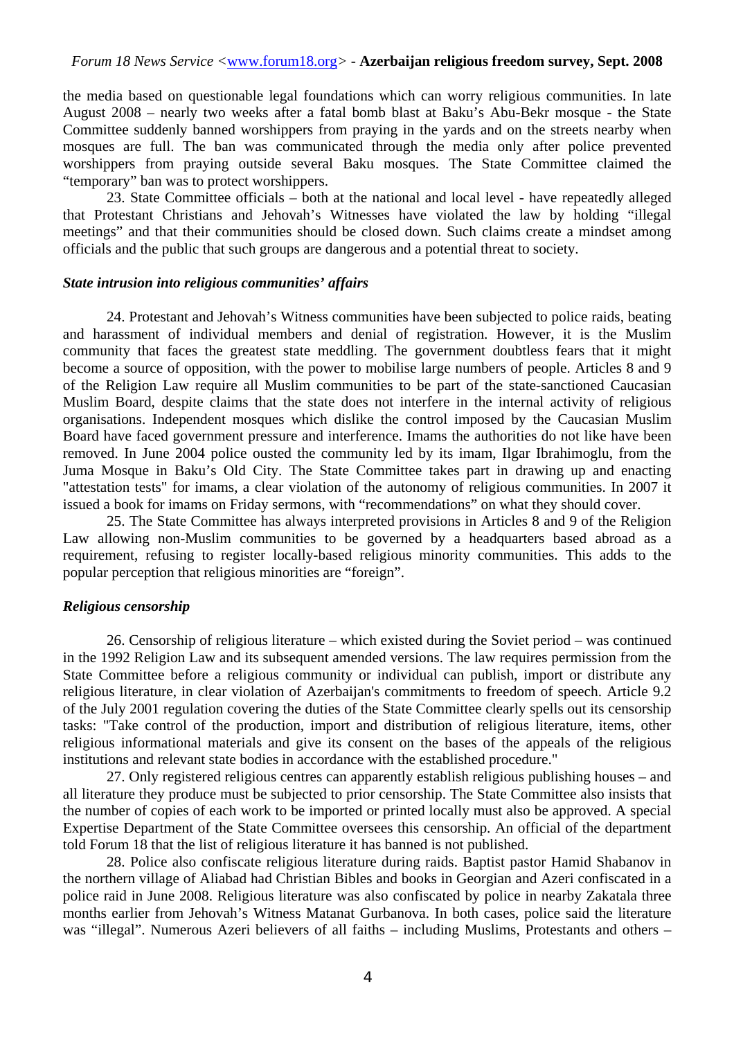the media based on questionable legal foundations which can worry religious communities. In late August 2008 – nearly two weeks after a fatal bomb blast at Baku's Abu-Bekr mosque - the State Committee suddenly banned worshippers from praying in the yards and on the streets nearby when mosques are full. The ban was communicated through the media only after police prevented worshippers from praying outside several Baku mosques. The State Committee claimed the "temporary" ban was to protect worshippers.

23. State Committee officials – both at the national and local level - have repeatedly alleged that Protestant Christians and Jehovah's Witnesses have violated the law by holding "illegal meetings" and that their communities should be closed down. Such claims create a mindset among officials and the public that such groups are dangerous and a potential threat to society.

### *State intrusion into religious communities' affairs*

24. Protestant and Jehovah's Witness communities have been subjected to police raids, beating and harassment of individual members and denial of registration. However, it is the Muslim community that faces the greatest state meddling. The government doubtless fears that it might become a source of opposition, with the power to mobilise large numbers of people. Articles 8 and 9 of the Religion Law require all Muslim communities to be part of the state-sanctioned Caucasian Muslim Board, despite claims that the state does not interfere in the internal activity of religious organisations. Independent mosques which dislike the control imposed by the Caucasian Muslim Board have faced government pressure and interference. Imams the authorities do not like have been removed. In June 2004 police ousted the community led by its imam, Ilgar Ibrahimoglu, from the Juma Mosque in Baku's Old City. The State Committee takes part in drawing up and enacting "attestation tests" for imams, a clear violation of the autonomy of religious communities. In 2007 it issued a book for imams on Friday sermons, with "recommendations" on what they should cover.

25. The State Committee has always interpreted provisions in Articles 8 and 9 of the Religion Law allowing non-Muslim communities to be governed by a headquarters based abroad as a requirement, refusing to register locally-based religious minority communities. This adds to the popular perception that religious minorities are "foreign".

### *Religious censorship*

26. Censorship of religious literature – which existed during the Soviet period – was continued in the 1992 Religion Law and its subsequent amended versions. The law requires permission from the State Committee before a religious community or individual can publish, import or distribute any religious literature, in clear violation of Azerbaijan's commitments to freedom of speech. Article 9.2 of the July 2001 regulation covering the duties of the State Committee clearly spells out its censorship tasks: "Take control of the production, import and distribution of religious literature, items, other religious informational materials and give its consent on the bases of the appeals of the religious institutions and relevant state bodies in accordance with the established procedure."

27. Only registered religious centres can apparently establish religious publishing houses – and all literature they produce must be subjected to prior censorship. The State Committee also insists that the number of copies of each work to be imported or printed locally must also be approved. A special Expertise Department of the State Committee oversees this censorship. An official of the department told Forum 18 that the list of religious literature it has banned is not published.

28. Police also confiscate religious literature during raids. Baptist pastor Hamid Shabanov in the northern village of Aliabad had Christian Bibles and books in Georgian and Azeri confiscated in a police raid in June 2008. Religious literature was also confiscated by police in nearby Zakatala three months earlier from Jehovah's Witness Matanat Gurbanova. In both cases, police said the literature was "illegal". Numerous Azeri believers of all faiths – including Muslims, Protestants and others –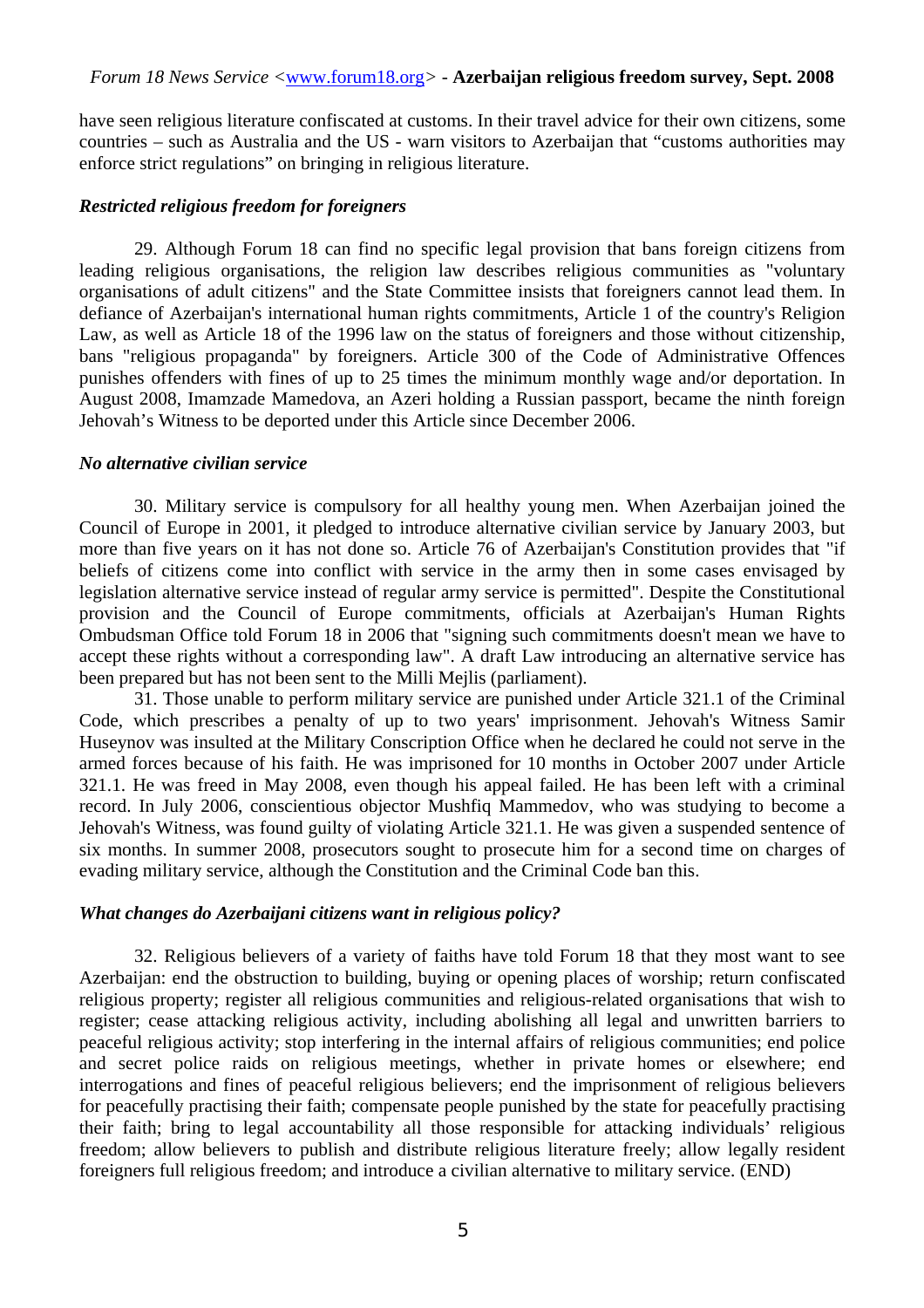have seen religious literature confiscated at customs. In their travel advice for their own citizens, some countries – such as Australia and the US - warn visitors to Azerbaijan that "customs authorities may enforce strict regulations" on bringing in religious literature.

### *Restricted religious freedom for foreigners*

29. Although Forum 18 can find no specific legal provision that bans foreign citizens from leading religious organisations, the religion law describes religious communities as "voluntary organisations of adult citizens" and the State Committee insists that foreigners cannot lead them. In defiance of Azerbaijan's international human rights commitments, Article 1 of the country's Religion Law, as well as Article 18 of the 1996 law on the status of foreigners and those without citizenship, bans "religious propaganda" by foreigners. Article 300 of the Code of Administrative Offences punishes offenders with fines of up to 25 times the minimum monthly wage and/or deportation. In August 2008, Imamzade Mamedova, an Azeri holding a Russian passport, became the ninth foreign Jehovah's Witness to be deported under this Article since December 2006.

### *No alternative civilian service*

30. Military service is compulsory for all healthy young men. When Azerbaijan joined the Council of Europe in 2001, it pledged to introduce alternative civilian service by January 2003, but more than five years on it has not done so. Article 76 of Azerbaijan's Constitution provides that "if beliefs of citizens come into conflict with service in the army then in some cases envisaged by legislation alternative service instead of regular army service is permitted". Despite the Constitutional provision and the Council of Europe commitments, officials at Azerbaijan's Human Rights Ombudsman Office told Forum 18 in 2006 that "signing such commitments doesn't mean we have to accept these rights without a corresponding law". A draft Law introducing an alternative service has been prepared but has not been sent to the Milli Mejlis (parliament).

31. Those unable to perform military service are punished under Article 321.1 of the Criminal Code, which prescribes a penalty of up to two years' imprisonment. Jehovah's Witness Samir Huseynov was insulted at the Military Conscription Office when he declared he could not serve in the armed forces because of his faith. He was imprisoned for 10 months in October 2007 under Article 321.1. He was freed in May 2008, even though his appeal failed. He has been left with a criminal record. In July 2006, conscientious objector Mushfiq Mammedov, who was studying to become a Jehovah's Witness, was found guilty of violating Article 321.1. He was given a suspended sentence of six months. In summer 2008, prosecutors sought to prosecute him for a second time on charges of evading military service, although the Constitution and the Criminal Code ban this.

### *What changes do Azerbaijani citizens want in religious policy?*

32. Religious believers of a variety of faiths have told Forum 18 that they most want to see Azerbaijan: end the obstruction to building, buying or opening places of worship; return confiscated religious property; register all religious communities and religious-related organisations that wish to register; cease attacking religious activity, including abolishing all legal and unwritten barriers to peaceful religious activity; stop interfering in the internal affairs of religious communities; end police and secret police raids on religious meetings, whether in private homes or elsewhere; end interrogations and fines of peaceful religious believers; end the imprisonment of religious believers for peacefully practising their faith; compensate people punished by the state for peacefully practising their faith; bring to legal accountability all those responsible for attacking individuals' religious freedom; allow believers to publish and distribute religious literature freely; allow legally resident foreigners full religious freedom; and introduce a civilian alternative to military service. (END)